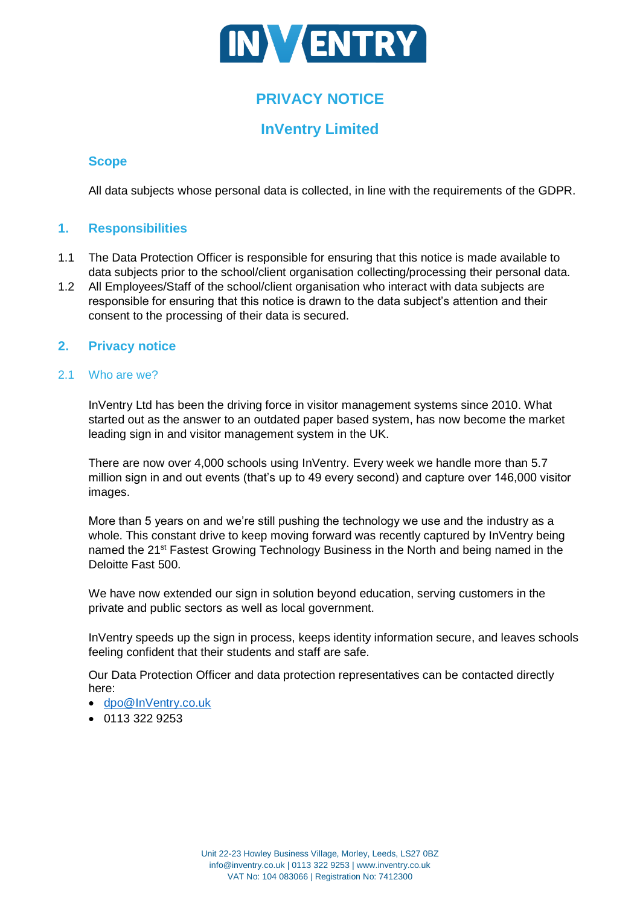# PRIVACY NOTICE

## InVentry Limited

### Scope

All data subjects whose personal data is collected, in line with the requirements of the GDPR.

## 1. Responsibilities

1.1 The Data Protection Officer is responsible for ensuring that this notice is made available to data subjects prior to the school/client organisation collecting/processing their personal data.

1.2 All Employees/Staff of the school/client organisation who interact with data subjects are responsible for ensuring that this notice is drawn to the data subject's attention and their consent to the processing of their data is secured.

## 2. Privacy notice

### 2.1 Who are we?

InVentry Ltd has been the driving force in visitor management systems since 2010. What started out as the answer to an outdated paper based system, has now become the market leading sign in and visitor management system in the UK.

There are now over 4,000 schools using InVentry. Every week we handle more than 5.7 million sign in and out events (that's up to 49 every second) and capture over 146,000 visitor images.

More than 5 years on and we're still pushing the technology we use and the industry as a whole. This constant drive to keep moving forward was recently captured by InVentry being named the 21st Fastest Growing Technology Business in the North and being named in the Deloitte Fast 500.

We have now extended our sign in solution beyond education, serving customers in the private and public sectors as well as local government.

InVentry speeds up the sign in process, keeps identity information secure, and leaves schools feeling confident that their students and staff are safe.

Our Data Protection Officer and data protection representatives can be contacted directly here:

- dpo@InVentry.co.uk
- 0113 322 9253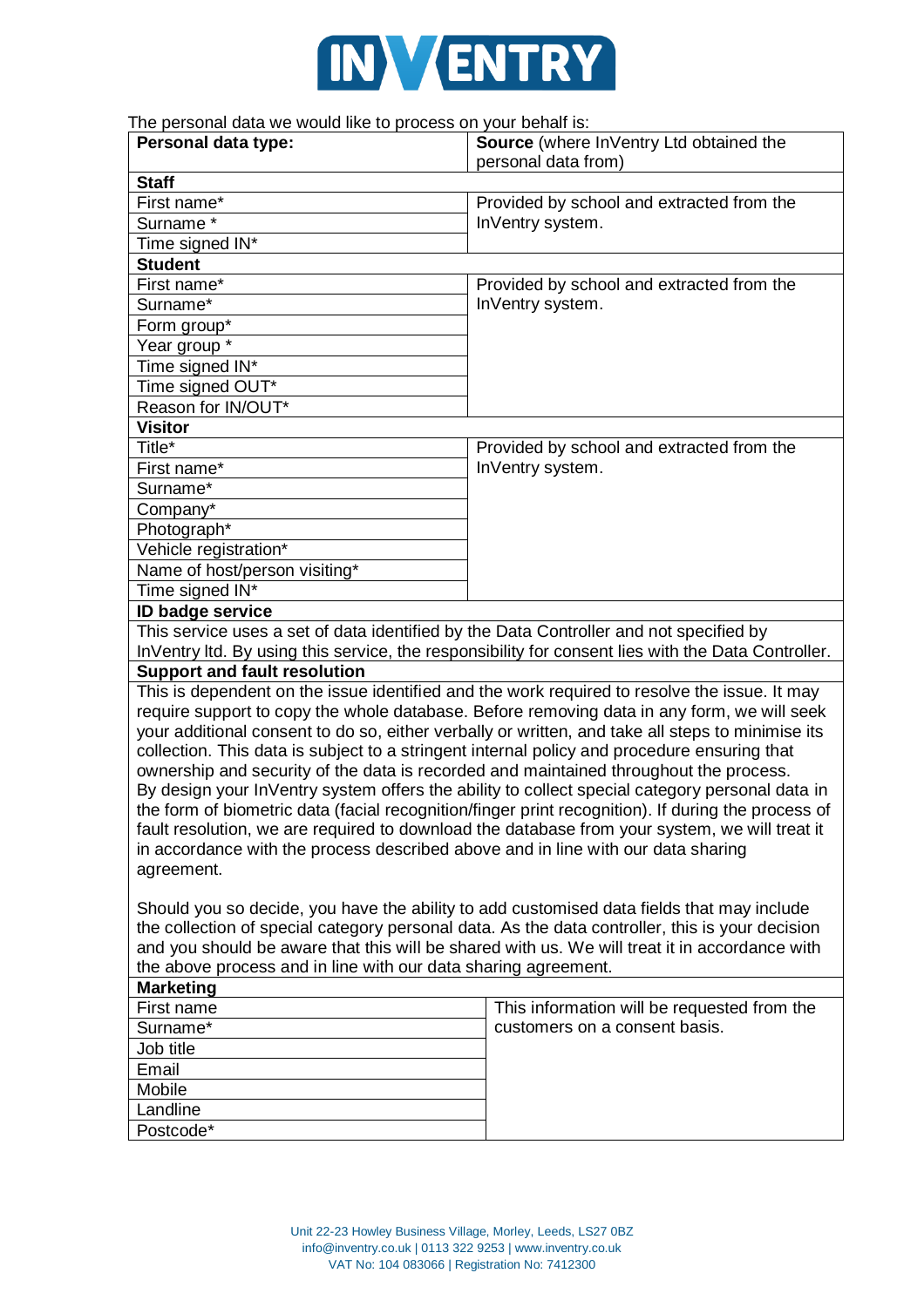The personal data we would like to process on your behalf is:

| Personal data type: | **Source** (where InVentry Ltd obtained the personal data from) |
|---|---|
| **Staff** | |
| First name* | Provided by school and extracted from the InVentry system. |
| Surname * | |
| Time signed IN* | |
| **Student** | |
| First name* | Provided by school and extracted from the InVentry system. |
| Surname* | |
| Form group* | |
| Year group * | |
| Time signed IN* | |
| Time signed OUT* | |
| Reason for IN/OUT* | |
| **Visitor** | |
| Title* | Provided by school and extracted from the InVentry system. |
| First name* | |
| Surname* | |
| Company* | |
| Photograph* | |
| Vehicle registration* | |
| Name of host/person visiting* | |
| Time signed IN* | |
| **ID badge service** | |
| This service uses a set of data identified by the Data Controller and not specified by InVentry ltd. By using this service, the responsibility for consent lies with the Data Controller. | |
| **Support and fault resolution** | |
| This is dependent on the issue identified and the work required to resolve the issue. It may require support to copy the whole database. Before removing data in any form, we will seek your additional consent to do so, either verbally or written, and take all steps to minimise its collection. This data is subject to a stringent internal policy and procedure ensuring that ownership and security of the data is recorded and maintained throughout the process. By design your InVentry system offers the ability to collect special category personal data in the form of biometric data (facial recognition/finger print recognition). If during the process of fault resolution, we are required to download the database from your system, we will treat it in accordance with the process described above and in line with our data sharing agreement.<br><br>Should you so decide, you have the ability to add customised data fields that may include the collection of special category personal data. As the data controller, this is your decision and you should be aware that this will be shared with us. We will treat it in accordance with the above process and in line with our data sharing agreement. | |
| **Marketing** | |
| First name | This information will be requested from the customers on a consent basis. |
| Surname* | |
| Job title | |
| Email | |
| Mobile | |
| Landline | |
| Postcode* | |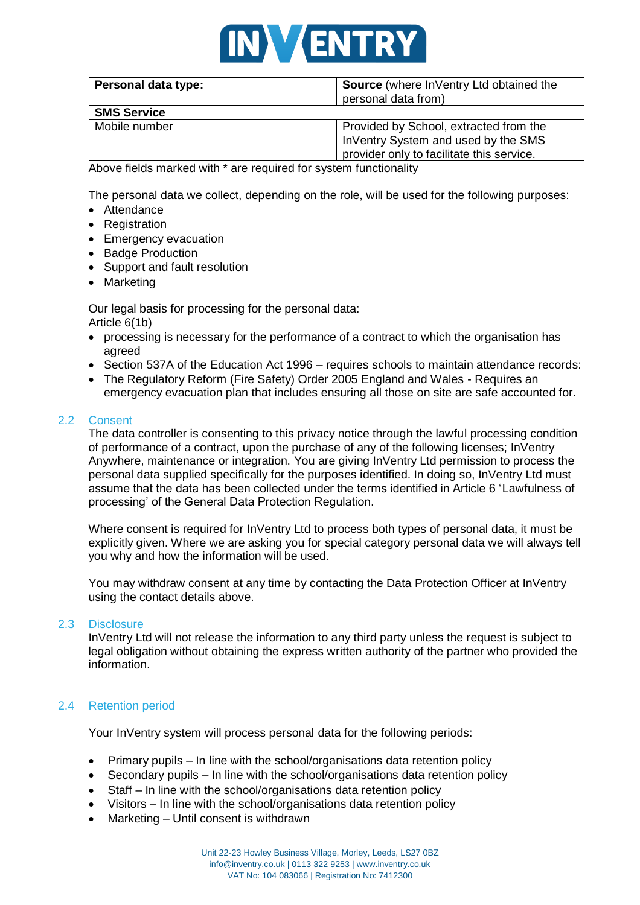| Personal data type: | **Source** (where InVentry Ltd obtained the personal data from) |
|---|---|
| **SMS Service** | |
| Mobile number | Provided by School, extracted from the InVentry System and used by the SMS provider only to facilitate this service. |

Above fields marked with * are required for system functionality

The personal data we collect, depending on the role, will be used for the following purposes:

- Attendance
- Registration
- Emergency evacuation
- Badge Production
- Support and fault resolution
- Marketing

Our legal basis for processing for the personal data:
Article 6(1b)

- processing is necessary for the performance of a contract to which the organisation has agreed
- Section 537A of the Education Act 1996 – requires schools to maintain attendance records:
- The Regulatory Reform (Fire Safety) Order 2005 England and Wales - Requires an emergency evacuation plan that includes ensuring all those on site are safe accounted for.

### 2.2 Consent

The data controller is consenting to this privacy notice through the lawful processing condition of performance of a contract, upon the purchase of any of the following licenses; InVentry Anywhere, maintenance or integration. You are giving InVentry Ltd permission to process the personal data supplied specifically for the purposes identified. In doing so, InVentry Ltd must assume that the data has been collected under the terms identified in Article 6 'Lawfulness of processing' of the General Data Protection Regulation.

Where consent is required for InVentry Ltd to process both types of personal data, it must be explicitly given. Where we are asking you for special category personal data we will always tell you why and how the information will be used.

You may withdraw consent at any time by contacting the Data Protection Officer at InVentry using the contact details above.

### 2.3 Disclosure

InVentry Ltd will not release the information to any third party unless the request is subject to legal obligation without obtaining the express written authority of the partner who provided the information.

### 2.4 Retention period

Your InVentry system will process personal data for the following periods:

- Primary pupils – In line with the school/organisations data retention policy
- Secondary pupils – In line with the school/organisations data retention policy
- Staff – In line with the school/organisations data retention policy
- Visitors – In line with the school/organisations data retention policy
- Marketing – Until consent is withdrawn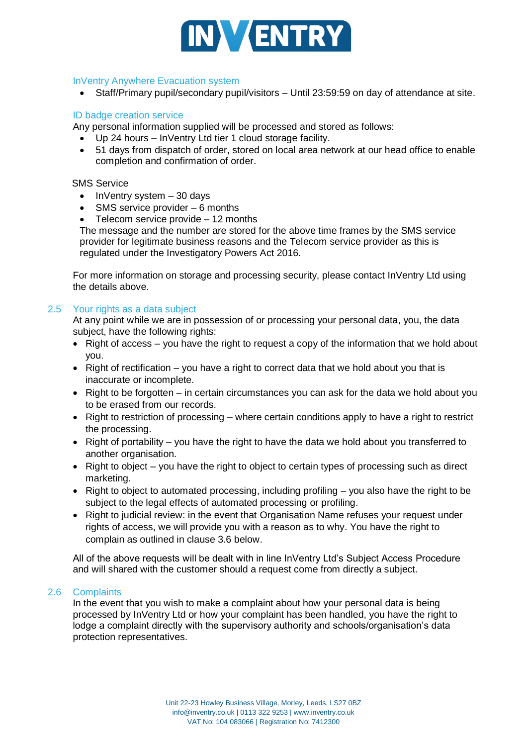### InVentry Anywhere Evacuation system

- Staff/Primary pupil/secondary pupil/visitors – Until 23:59:59 on day of attendance at site.

### ID badge creation service

Any personal information supplied will be processed and stored as follows:

- Up 24 hours – InVentry Ltd tier 1 cloud storage facility.
- 51 days from dispatch of order, stored on local area network at our head office to enable completion and confirmation of order.

SMS Service

- InVentry system – 30 days
- SMS service provider – 6 months
- Telecom service provide – 12 months

The message and the number are stored for the above time frames by the SMS service provider for legitimate business reasons and the Telecom service provider as this is regulated under the Investigatory Powers Act 2016.

For more information on storage and processing security, please contact InVentry Ltd using the details above.

## 2.5 Your rights as a data subject

At any point while we are in possession of or processing your personal data, you, the data subject, have the following rights:

- Right of access – you have the right to request a copy of the information that we hold about you.
- Right of rectification – you have a right to correct data that we hold about you that is inaccurate or incomplete.
- Right to be forgotten – in certain circumstances you can ask for the data we hold about you to be erased from our records.
- Right to restriction of processing – where certain conditions apply to have a right to restrict the processing.
- Right of portability – you have the right to have the data we hold about you transferred to another organisation.
- Right to object – you have the right to object to certain types of processing such as direct marketing.
- Right to object to automated processing, including profiling – you also have the right to be subject to the legal effects of automated processing or profiling.
- Right to judicial review: in the event that Organisation Name refuses your request under rights of access, we will provide you with a reason as to why. You have the right to complain as outlined in clause 3.6 below.

All of the above requests will be dealt with in line InVentry Ltd's Subject Access Procedure and will shared with the customer should a request come from directly a subject.

## 2.6 Complaints

In the event that you wish to make a complaint about how your personal data is being processed by InVentry Ltd or how your complaint has been handled, you have the right to lodge a complaint directly with the supervisory authority and schools/organisation's data protection representatives.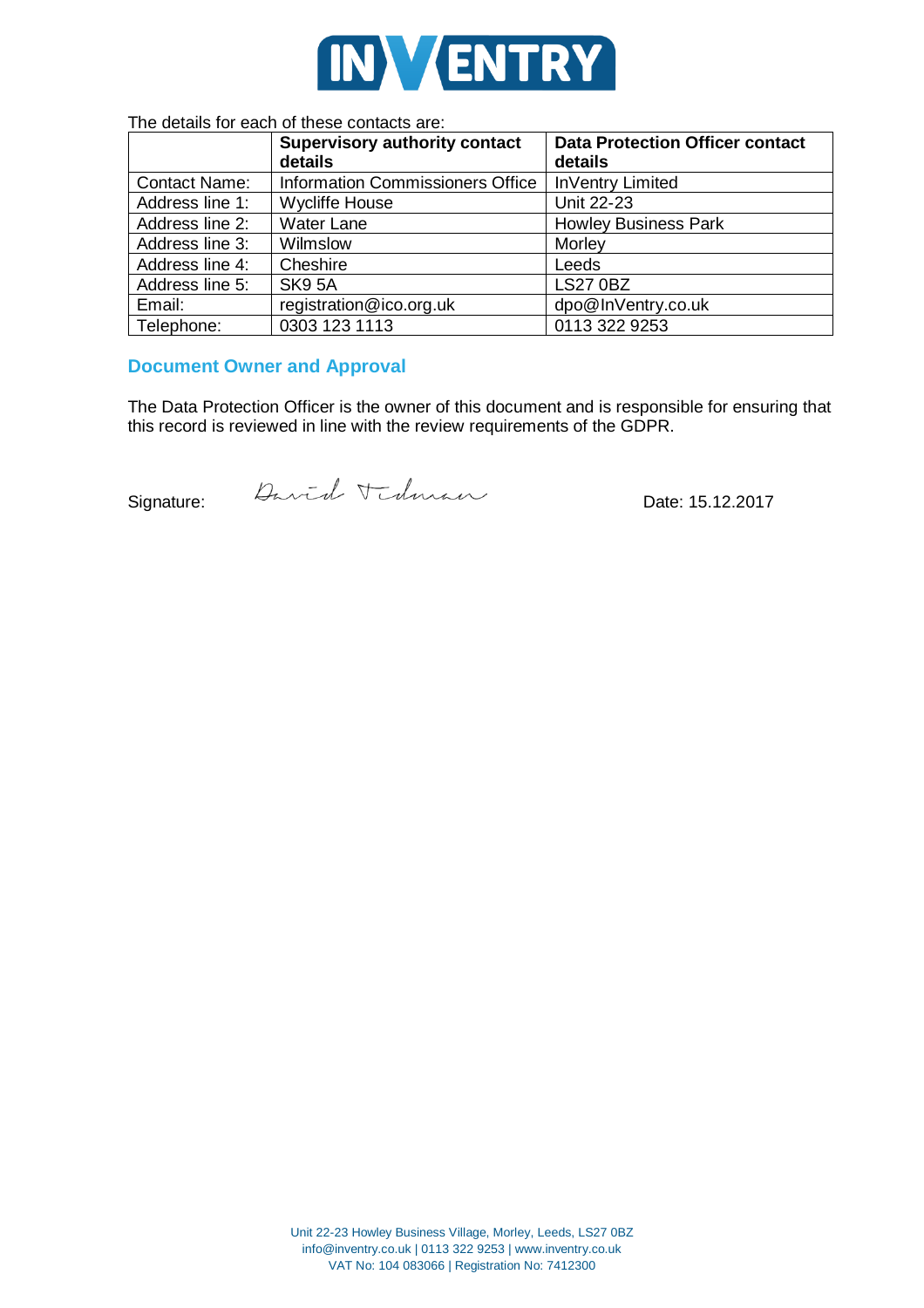The details for each of these contacts are:

| | Supervisory authority contact details | Data Protection Officer contact details |
|---|---|---|
| Contact Name: | Information Commissioners Office | InVentry Limited |
| Address line 1: | Wycliffe House | Unit 22-23 |
| Address line 2: | Water Lane | Howley Business Park |
| Address line 3: | Wilmslow | Morley |
| Address line 4: | Cheshire | Leeds |
| Address line 5: | SK9 5A | LS27 0BZ |
| Email: | registration@ico.org.uk | dpo@InVentry.co.uk |
| Telephone: | 0303 123 1113 | 0113 322 9253 |

## Document Owner and Approval

The Data Protection Officer is the owner of this document and is responsible for ensuring that this record is reviewed in line with the review requirements of the GDPR.

Signature: David Tidman Date: 15.12.2017